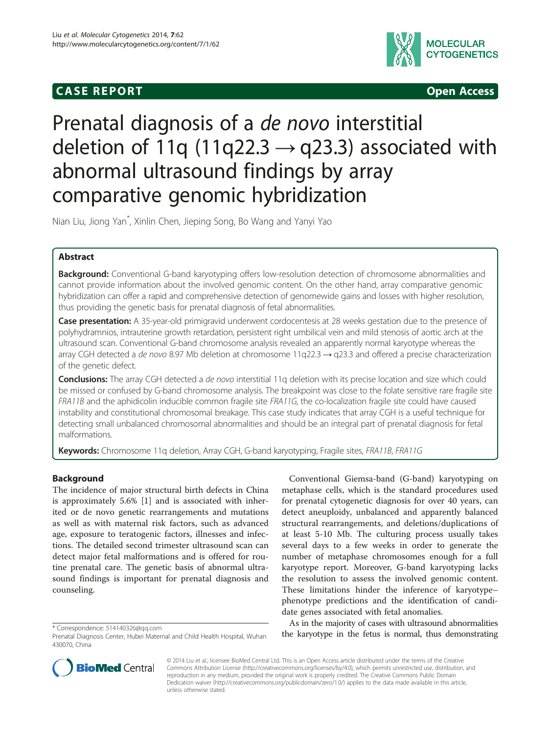CASE REPORT Open Access

# Prenatal diagnosis of a *de novo* interstitial deletion of 11q (11q22.3 → q23.3) associated with abnormal ultrasound findings by array comparative genomic hybridization

Nian Liu, Jiong Yan*, Xinlin Chen, Jieping Song, Bo Wang and Yanyi Yao

## Abstract

**Background:** Conventional G-band karyotyping offers low-resolution detection of chromosome abnormalities and cannot provide information about the involved genomic content. On the other hand, array comparative genomic hybridization can offer a rapid and comprehensive detection of genomewide gains and losses with higher resolution, thus providing the genetic basis for prenatal diagnosis of fetal abnormalities.

**Case presentation:** A 35-year-old primigravid underwent cordocentesis at 28 weeks gestation due to the presence of polyhydramnios, intrauterine growth retardation, persistent right umbilical vein and mild stenosis of aortic arch at the ultrasound scan. Conventional G-band chromosome analysis revealed an apparently normal karyotype whereas the array CGH detected a *de novo* 8.97 Mb deletion at chromosome 11q22.3 → q23.3 and offered a precise characterization of the genetic defect.

**Conclusions:** The array CGH detected a *de novo* interstitial 11q deletion with its precise location and size which could be missed or confused by G-band chromosome analysis. The breakpoint was close to the folate sensitive rare fragile site *FRA11B* and the aphidicolin inducible common fragile site *FRA11G*, the co-localization fragile site could have caused instability and constitutional chromosomal breakage. This case study indicates that array CGH is a useful technique for detecting small unbalanced chromosomal abnormalities and should be an integral part of prenatal diagnosis for fetal malformations.

**Keywords:** Chromosome 11q deletion, Array CGH, G-band karyotyping, Fragile sites, *FRA11B*, *FRA11G*

## Background

The incidence of major structural birth defects in China is approximately 5.6% [1] and is associated with inherited or de novo genetic rearrangements and mutations as well as with maternal risk factors, such as advanced age, exposure to teratogenic factors, illnesses and infections. The detailed second trimester ultrasound scan can detect major fetal malformations and is offered for routine prenatal care. The genetic basis of abnormal ultrasound findings is important for prenatal diagnosis and counseling.

Conventional Giemsa-band (G-band) karyotyping on metaphase cells, which is the standard procedures used for prenatal cytogenetic diagnosis for over 40 years, can detect aneuploidy, unbalanced and apparently balanced structural rearrangements, and deletions/duplications of at least 5-10 Mb. The culturing process usually takes several days to a few weeks in order to generate the number of metaphase chromosomes enough for a full karyotype report. Moreover, G-band karyotyping lacks the resolution to assess the involved genomic content. These limitations hinder the inference of karyotype–phenotype predictions and the identification of candidate genes associated with fetal anomalies.

As in the majority of cases with ultrasound abnormalities the karyotype in the fetus is normal, thus demonstrating

\* Correspondence: 514140326@qq.com
Prenatal Diagnosis Center, Hubei Maternal and Child Health Hospital, Wuhan 430070, China

© 2014 Liu et al.; licensee BioMed Central Ltd. This is an Open Access article distributed under the terms of the Creative Commons Attribution License (http://creativecommons.org/licenses/by/4.0), which permits unrestricted use, distribution, and reproduction in any medium, provided the original work is properly credited. The Creative Commons Public Domain Dedication waiver (http://creativecommons.org/publicdomain/zero/1.0/) applies to the data made available in this article, unless otherwise stated.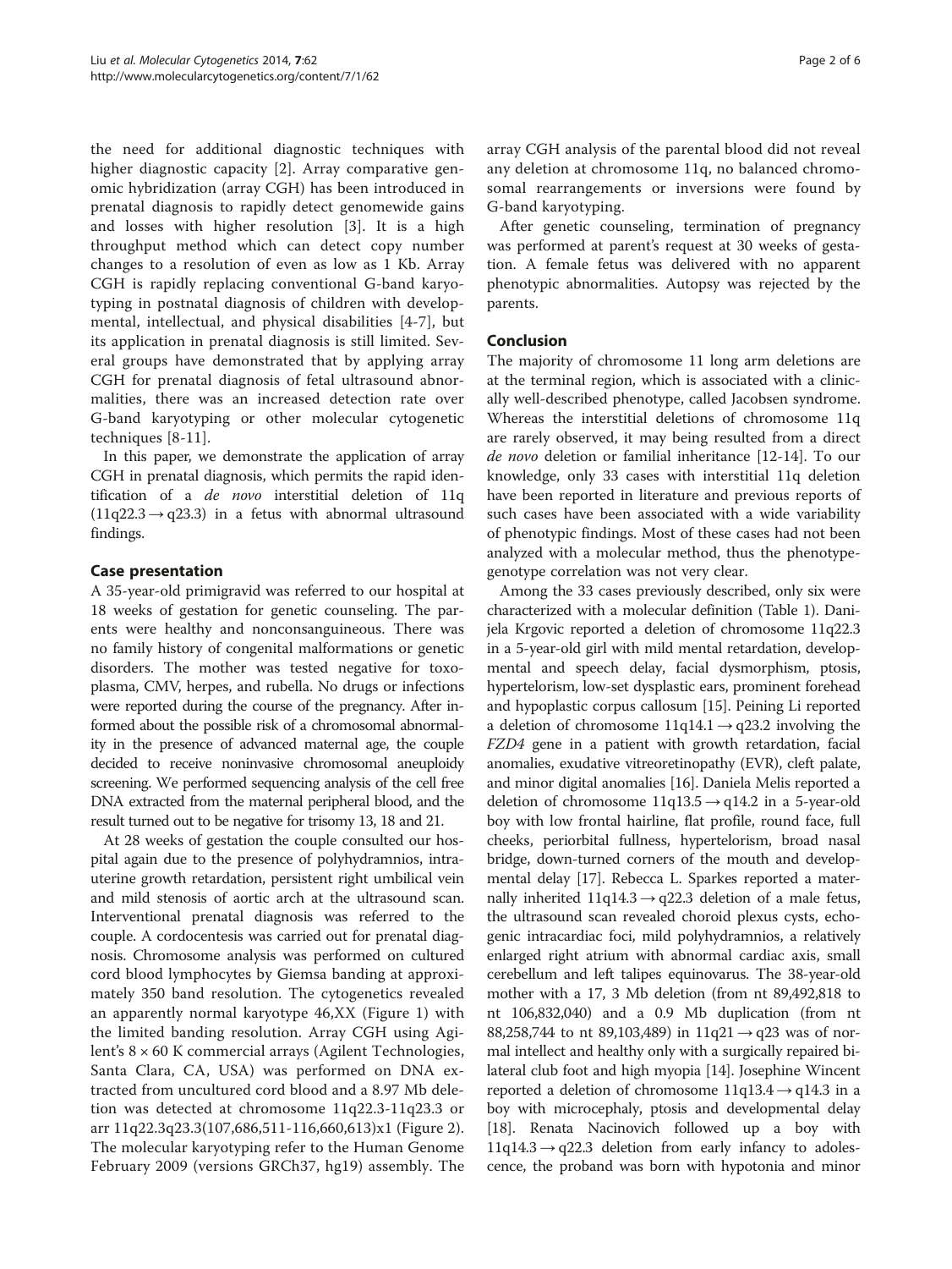the need for additional diagnostic techniques with higher diagnostic capacity [2]. Array comparative genomic hybridization (array CGH) has been introduced in prenatal diagnosis to rapidly detect genomewide gains and losses with higher resolution [3]. It is a high throughput method which can detect copy number changes to a resolution of even as low as 1 Kb. Array CGH is rapidly replacing conventional G-band karyotyping in postnatal diagnosis of children with developmental, intellectual, and physical disabilities [4-7], but its application in prenatal diagnosis is still limited. Several groups have demonstrated that by applying array CGH for prenatal diagnosis of fetal ultrasound abnormalities, there was an increased detection rate over G-band karyotyping or other molecular cytogenetic techniques [8-11].

In this paper, we demonstrate the application of array CGH in prenatal diagnosis, which permits the rapid identification of a *de novo* interstitial deletion of 11q (11q22.3 → q23.3) in a fetus with abnormal ultrasound findings.

## Case presentation

A 35-year-old primigravid was referred to our hospital at 18 weeks of gestation for genetic counseling. The parents were healthy and nonconsanguineous. There was no family history of congenital malformations or genetic disorders. The mother was tested negative for toxoplasma, CMV, herpes, and rubella. No drugs or infections were reported during the course of the pregnancy. After informed about the possible risk of a chromosomal abnormality in the presence of advanced maternal age, the couple decided to receive noninvasive chromosomal aneuploidy screening. We performed sequencing analysis of the cell free DNA extracted from the maternal peripheral blood, and the result turned out to be negative for trisomy 13, 18 and 21.

At 28 weeks of gestation the couple consulted our hospital again due to the presence of polyhydramnios, intrauterine growth retardation, persistent right umbilical vein and mild stenosis of aortic arch at the ultrasound scan. Interventional prenatal diagnosis was referred to the couple. A cordocentesis was carried out for prenatal diagnosis. Chromosome analysis was performed on cultured cord blood lymphocytes by Giemsa banding at approximately 350 band resolution. The cytogenetics revealed an apparently normal karyotype 46,XX (Figure 1) with the limited banding resolution. Array CGH using Agilent's 8 × 60 K commercial arrays (Agilent Technologies, Santa Clara, CA, USA) was performed on DNA extracted from uncultured cord blood and a 8.97 Mb deletion was detected at chromosome 11q22.3-11q23.3 or arr 11q22.3q23.3(107,686,511-116,660,613)x1 (Figure 2). The molecular karyotyping refer to the Human Genome February 2009 (versions GRCh37, hg19) assembly. The array CGH analysis of the parental blood did not reveal any deletion at chromosome 11q, no balanced chromosomal rearrangements or inversions were found by G-band karyotyping.

After genetic counseling, termination of pregnancy was performed at parent's request at 30 weeks of gestation. A female fetus was delivered with no apparent phenotypic abnormalities. Autopsy was rejected by the parents.

## Conclusion

The majority of chromosome 11 long arm deletions are at the terminal region, which is associated with a clinically well-described phenotype, called Jacobsen syndrome. Whereas the interstitial deletions of chromosome 11q are rarely observed, it may being resulted from a direct *de novo* deletion or familial inheritance [12-14]. To our knowledge, only 33 cases with interstitial 11q deletion have been reported in literature and previous reports of such cases have been associated with a wide variability of phenotypic findings. Most of these cases had not been analyzed with a molecular method, thus the phenotype-genotype correlation was not very clear.

Among the 33 cases previously described, only six were characterized with a molecular definition (Table 1). Danijela Krgovic reported a deletion of chromosome 11q22.3 in a 5-year-old girl with mild mental retardation, developmental and speech delay, facial dysmorphism, ptosis, hypertelorism, low-set dysplastic ears, prominent forehead and hypoplastic corpus callosum [15]. Peining Li reported a deletion of chromosome 11q14.1 → q23.2 involving the *FZD4* gene in a patient with growth retardation, facial anomalies, exudative vitreoretinopathy (EVR), cleft palate, and minor digital anomalies [16]. Daniela Melis reported a deletion of chromosome 11q13.5 → q14.2 in a 5-year-old boy with low frontal hairline, flat profile, round face, full cheeks, periorbital fullness, hypertelorism, broad nasal bridge, down-turned corners of the mouth and developmental delay [17]. Rebecca L. Sparkes reported a maternally inherited 11q14.3 → q22.3 deletion of a male fetus, the ultrasound scan revealed choroid plexus cysts, echogenic intracardiac foci, mild polyhydramnios, a relatively enlarged right atrium with abnormal cardiac axis, small cerebellum and left talipes equinovarus. The 38-year-old mother with a 17, 3 Mb deletion (from nt 89,492,818 to nt 106,832,040) and a 0.9 Mb duplication (from nt 88,258,744 to nt 89,103,489) in 11q21 → q23 was of normal intellect and healthy only with a surgically repaired bilateral club foot and high myopia [14]. Josephine Wincent reported a deletion of chromosome 11q13.4 → q14.3 in a boy with microcephaly, ptosis and developmental delay [18]. Renata Nacinovich followed up a boy with 11q14.3 → q22.3 deletion from early infancy to adolescence, the proband was born with hypotonia and minor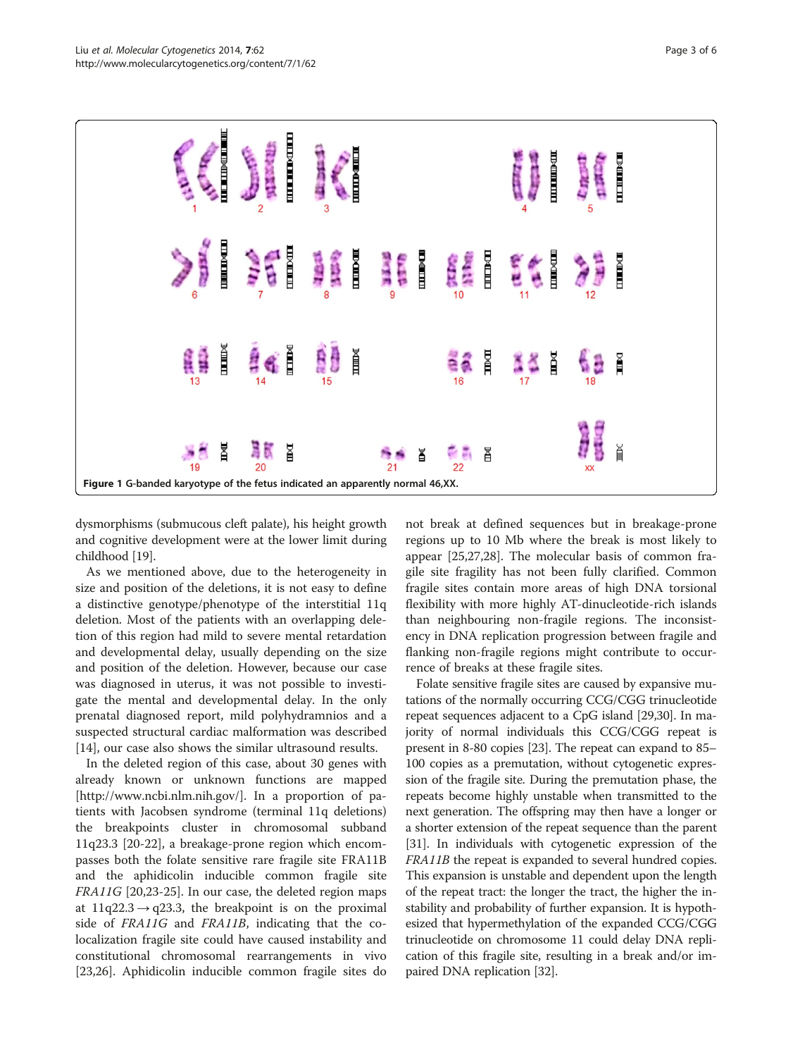Figure 1 G-banded karyotype of the fetus indicated an apparently normal 46,XX.

dysmorphisms (submucous cleft palate), his height growth and cognitive development were at the lower limit during childhood [19].

As we mentioned above, due to the heterogeneity in size and position of the deletions, it is not easy to define a distinctive genotype/phenotype of the interstitial 11q deletion. Most of the patients with an overlapping deletion of this region had mild to severe mental retardation and developmental delay, usually depending on the size and position of the deletion. However, because our case was diagnosed in uterus, it was not possible to investigate the mental and developmental delay. In the only prenatal diagnosed report, mild polyhydramnios and a suspected structural cardiac malformation was described [14], our case also shows the similar ultrasound results.

In the deleted region of this case, about 30 genes with already known or unknown functions are mapped [http://www.ncbi.nlm.nih.gov/]. In a proportion of patients with Jacobsen syndrome (terminal 11q deletions) the breakpoints cluster in chromosomal subband 11q23.3 [20-22], a breakage-prone region which encompasses both the folate sensitive rare fragile site FRA11B and the aphidicolin inducible common fragile site *FRA11G* [20,23-25]. In our case, the deleted region maps at 11q22.3 → q23.3, the breakpoint is on the proximal side of *FRA11G* and *FRA11B*, indicating that the co-localization fragile site could have caused instability and constitutional chromosomal rearrangements in vivo [23,26]. Aphidicolin inducible common fragile sites do not break at defined sequences but in breakage-prone regions up to 10 Mb where the break is most likely to appear [25,27,28]. The molecular basis of common fragile site fragility has not been fully clarified. Common fragile sites contain more areas of high DNA torsional flexibility with more highly AT-dinucleotide-rich islands than neighbouring non-fragile regions. The inconsistency in DNA replication progression between fragile and flanking non-fragile regions might contribute to occurrence of breaks at these fragile sites.

Folate sensitive fragile sites are caused by expansive mutations of the normally occurring CCG/CGG trinucleotide repeat sequences adjacent to a CpG island [29,30]. In majority of normal individuals this CCG/CGG repeat is present in 8-80 copies [23]. The repeat can expand to 85–100 copies as a premutation, without cytogenetic expression of the fragile site. During the premutation phase, the repeats become highly unstable when transmitted to the next generation. The offspring may then have a longer or a shorter extension of the repeat sequence than the parent [31]. In individuals with cytogenetic expression of the *FRA11B* the repeat is expanded to several hundred copies. This expansion is unstable and dependent upon the length of the repeat tract: the longer the tract, the higher the instability and probability of further expansion. It is hypothesized that hypermethylation of the expanded CCG/CGG trinucleotide on chromosome 11 could delay DNA replication of this fragile site, resulting in a break and/or impaired DNA replication [32].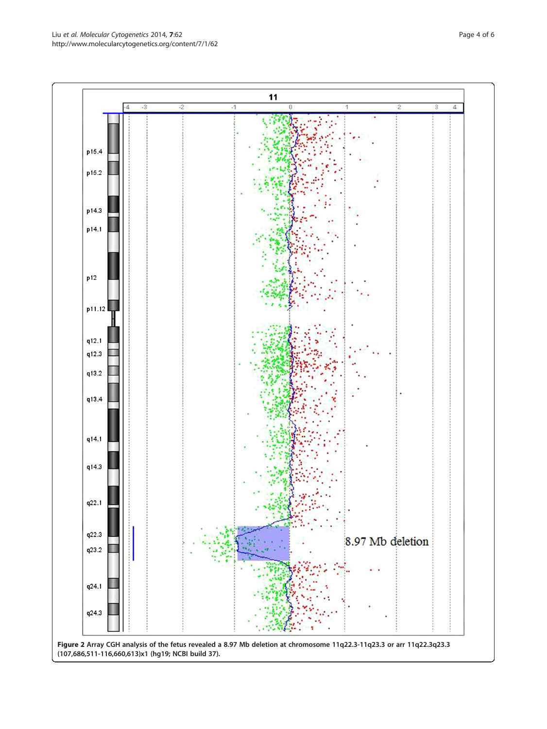**Figure 2** Array CGH analysis of the fetus revealed a 8.97 Mb deletion at chromosome 11q22.3-11q23.3 or arr 11q22.3q23.3 (107,686,511-116,660,613)x1 (hg19; NCBI build 37).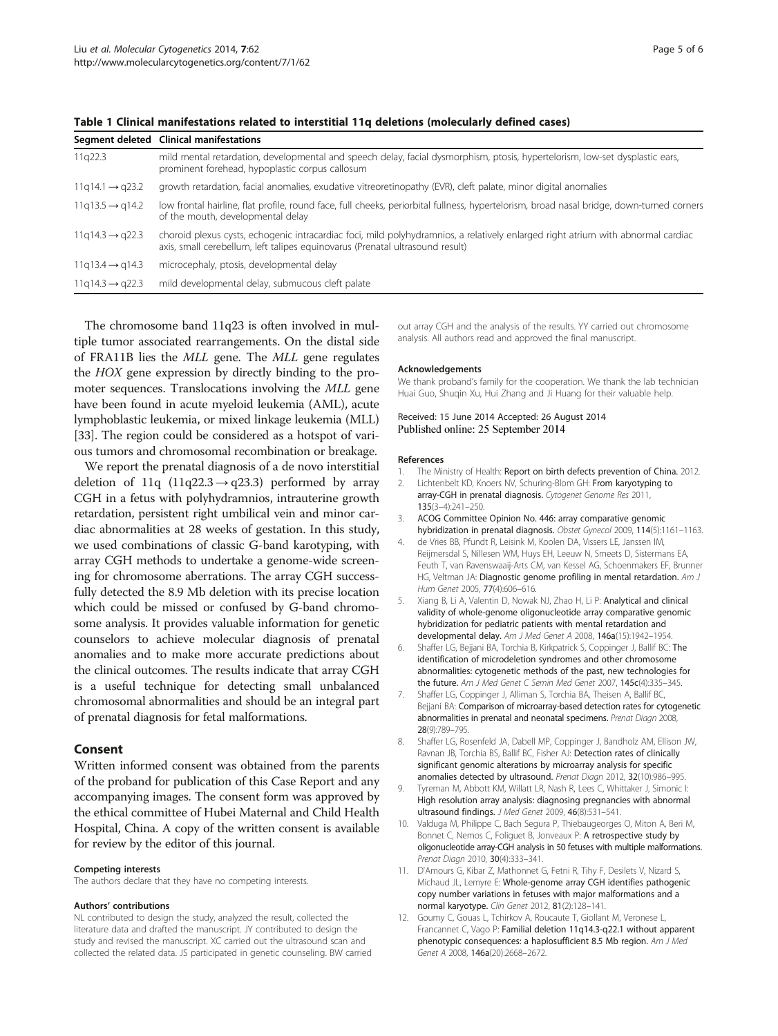**Table 1 Clinical manifestations related to interstitial 11q deletions (molecularly defined cases)**

| Segment deleted | Clinical manifestations |
|---|---|
| 11q22.3 | mild mental retardation, developmental and speech delay, facial dysmorphism, ptosis, hypertelorism, low-set dysplastic ears, prominent forehead, hypoplastic corpus callosum |
| 11q14.1 → q23.2 | growth retardation, facial anomalies, exudative vitreoretinopathy (EVR), cleft palate, minor digital anomalies |
| 11q13.5 → q14.2 | low frontal hairline, flat profile, round face, full cheeks, periorbital fullness, hypertelorism, broad nasal bridge, down-turned corners of the mouth, developmental delay |
| 11q14.3 → q22.3 | choroid plexus cysts, echogenic intracardiac foci, mild polyhydramnios, a relatively enlarged right atrium with abnormal cardiac axis, small cerebellum, left talipes equinovarus (Prenatal ultrasound result) |
| 11q13.4 → q14.3 | microcephaly, ptosis, developmental delay |
| 11q14.3 → q22.3 | mild developmental delay, submucous cleft palate |

The chromosome band 11q23 is often involved in multiple tumor associated rearrangements. On the distal side of FRA11B lies the *MLL* gene. The *MLL* gene regulates the *HOX* gene expression by directly binding to the promoter sequences. Translocations involving the *MLL* gene have been found in acute myeloid leukemia (AML), acute lymphoblastic leukemia, or mixed linkage leukemia (MLL) [33]. The region could be considered as a hotspot of various tumors and chromosomal recombination or breakage.

We report the prenatal diagnosis of a de novo interstitial deletion of 11q (11q22.3 → q23.3) performed by array CGH in a fetus with polyhydramnios, intrauterine growth retardation, persistent right umbilical vein and minor cardiac abnormalities at 28 weeks of gestation. In this study, we used combinations of classic G-band karyotyping, with array CGH methods to undertake a genome-wide screening for chromosome aberrations. The array CGH successfully detected the 8.9 Mb deletion with its precise location which could be missed or confused by G-band chromosome analysis. It provides valuable information for genetic counselors to achieve molecular diagnosis of prenatal anomalies and to make more accurate predictions about the clinical outcomes. The results indicate that array CGH is a useful technique for detecting small unbalanced chromosomal abnormalities and should be an integral part of prenatal diagnosis for fetal malformations.

## Consent

Written informed consent was obtained from the parents of the proband for publication of this Case Report and any accompanying images. The consent form was approved by the ethical committee of Hubei Maternal and Child Health Hospital, China. A copy of the written consent is available for review by the editor of this journal.

#### Competing interests

The authors declare that they have no competing interests.

#### Authors' contributions

NL contributed to design the study, analyzed the result, collected the literature data and drafted the manuscript. JY contributed to design the study and revised the manuscript. XC carried out the ultrasound scan and collected the related data. JS participated in genetic counseling. BW carried out array CGH and the analysis of the results. YY carried out chromosome analysis. All authors read and approved the final manuscript.

#### Acknowledgements

We thank proband's family for the cooperation. We thank the lab technician Huai Guo, Shuqin Xu, Hui Zhang and Ji Huang for their valuable help.

Received: 15 June 2014 Accepted: 26 August 2014
Published online: 25 September 2014

#### References

1. The Ministry of Health: Report on birth defects prevention of China. 2012.
2. Lichtenbelt KD, Knoers NV, Schuring-Blom GH: From karyotyping to array-CGH in prenatal diagnosis. *Cytogenet Genome Res* 2011, **135**(3–4):241–250.
3. ACOG Committee Opinion No. 446: array comparative genomic hybridization in prenatal diagnosis. *Obstet Gynecol* 2009, **114**(5):1161–1163.
4. de Vries BB, Pfundt R, Leisink M, Koolen DA, Vissers LE, Janssen IM, Reijmersdal S, Nillesen WM, Huys EH, Leeuw N, Smeets D, Sistermans EA, Feuth T, van Ravenswaaij-Arts CM, van Kessel AG, Schoenmakers EF, Brunner HG, Veltman JA: Diagnostic genome profiling in mental retardation. *Am J Hum Genet* 2005, **77**(4):606–616.
5. Xiang B, Li A, Valentin D, Nowak NJ, Zhao H, Li P: Analytical and clinical validity of whole-genome oligonucleotide array comparative genomic hybridization for pediatric patients with mental retardation and developmental delay. *Am J Med Genet A* 2008, **146a**(15):1942–1954.
6. Shaffer LG, Bejjani BA, Torchia B, Kirkpatrick S, Coppinger J, Ballif BC: The identification of microdeletion syndromes and other chromosome abnormalities: cytogenetic methods of the past, new technologies for the future. *Am J Med Genet C Semin Med Genet* 2007, **145c**(4):335–345.
7. Shaffer LG, Coppinger J, Alliman S, Torchia BA, Theisen A, Ballif BC, Bejjani BA: Comparison of microarray-based detection rates for cytogenetic abnormalities in prenatal and neonatal specimens. *Prenat Diagn* 2008, **28**(9):789–795.
8. Shaffer LG, Rosenfeld JA, Dabell MP, Coppinger J, Bandholz AM, Ellison JW, Ravnan JB, Torchia BS, Ballif BC, Fisher AJ: Detection rates of clinically significant genomic alterations by microarray analysis for specific anomalies detected by ultrasound. *Prenat Diagn* 2012, **32**(10):986–995.
9. Tyreman M, Abbott KM, Willatt LR, Nash R, Lees C, Whittaker J, Simonic I: High resolution array analysis: diagnosing pregnancies with abnormal ultrasound findings. *J Med Genet* 2009, **46**(8):531–541.
10. Valduga M, Philippe C, Bach Segura P, Thiebaugeorges O, Miton A, Beri M, Bonnet C, Nemos C, Foliguet B, Jonveaux P: A retrospective study by oligonucleotide array-CGH analysis in 50 fetuses with multiple malformations. *Prenat Diagn* 2010, **30**(4):333–341.
11. D'Amours G, Kibar Z, Mathonnet G, Fetni R, Tihy F, Desilets V, Nizard S, Michaud JL, Lemyre E: Whole-genome array CGH identifies pathogenic copy number variations in fetuses with major malformations and a normal karyotype. *Clin Genet* 2012, **81**(2):128–141.
12. Goumy C, Gouas L, Tchirkov A, Roucaute T, Giollant M, Veronese L, Francannet C, Vago P: Familial deletion 11q14.3-q22.1 without apparent phenotypic consequences: a haplosufficient 8.5 Mb region. *Am J Med Genet A* 2008, **146a**(20):2668–2672.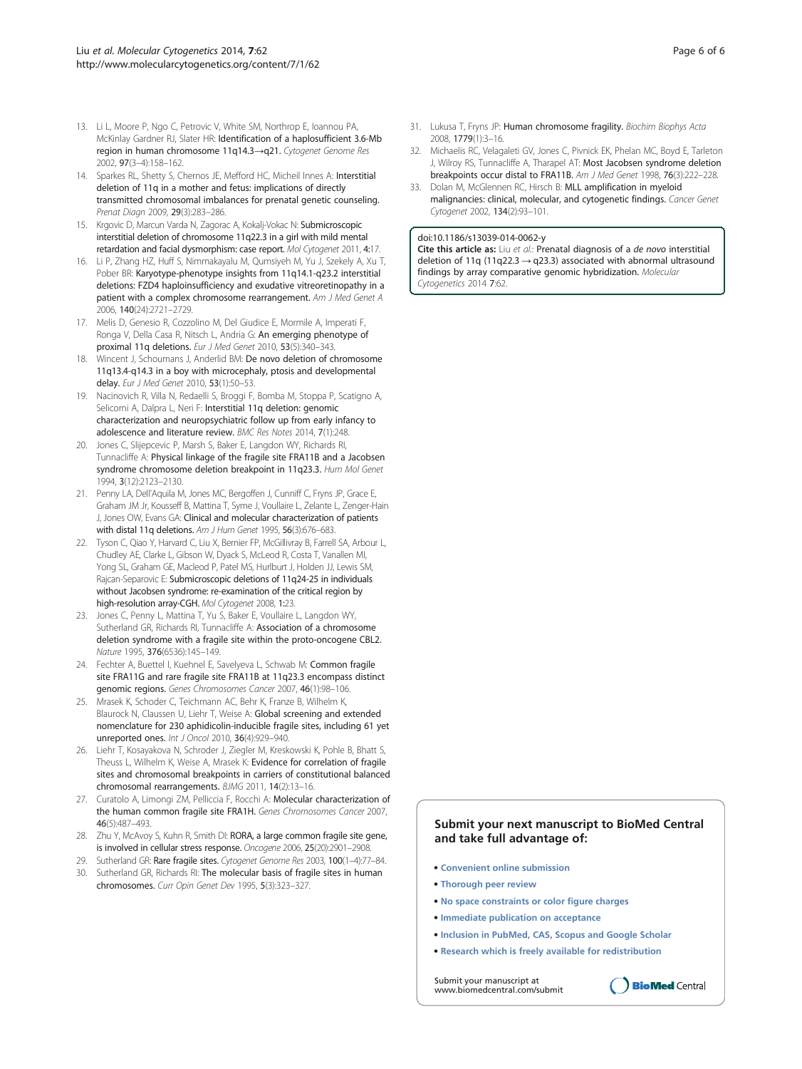13. Li L, Moore P, Ngo C, Petrovic V, White SM, Northrop E, Ioannou PA, McKinlay Gardner RJ, Slater HR: **Identification of a haplosufficient 3.6-Mb region in human chromosome 11q14.3→q21.** *Cytogenet Genome Res* 2002, **97**(3–4):158–162.
14. Sparkes RL, Shetty S, Chernos JE, Mefford HC, Micheil Innes A: **Interstitial deletion of 11q in a mother and fetus: implications of directly transmitted chromosomal imbalances for prenatal genetic counseling.** *Prenat Diagn* 2009, **29**(3):283–286.
15. Krgovic D, Marcun Varda N, Zagorac A, Kokalj-Vokac N: **Submicroscopic interstitial deletion of chromosome 11q22.3 in a girl with mild mental retardation and facial dysmorphism: case report.** *Mol Cytogenet* 2011, **4**:17.
16. Li P, Zhang HZ, Huff S, Nimmakayalu M, Qumsiyeh M, Yu J, Szekely A, Xu T, Pober BR: **Karyotype-phenotype insights from 11q14.1-q23.2 interstitial deletions: FZD4 haploinsufficiency and exudative vitreoretinopathy in a patient with a complex chromosome rearrangement.** *Am J Med Genet A* 2006, **140**(24):2721–2729.
17. Melis D, Genesio R, Cozzolino M, Del Giudice E, Mormile A, Imperati F, Ronga V, Della Casa R, Nitsch L, Andria G: **An emerging phenotype of proximal 11q deletions.** *Eur J Med Genet* 2010, **53**(5):340–343.
18. Wincent J, Schoumans J, Anderlid BM: **De novo deletion of chromosome 11q13.4-q14.3 in a boy with microcephaly, ptosis and developmental delay.** *Eur J Med Genet* 2010, **53**(1):50–53.
19. Nacinovich R, Villa N, Redaelli S, Broggi F, Bomba M, Stoppa P, Scatigno A, Selicorni A, Dalpra L, Neri F: **Interstitial 11q deletion: genomic characterization and neuropsychiatric follow up from early infancy to adolescence and literature review.** *BMC Res Notes* 2014, **7**(1):248.
20. Jones C, Slijepcevic P, Marsh S, Baker E, Langdon WY, Richards RI, Tunnacliffe A: **Physical linkage of the fragile site FRA11B and a Jacobsen syndrome chromosome deletion breakpoint in 11q23.3.** *Hum Mol Genet* 1994, **3**(12):2123–2130.
21. Penny LA, Dell'Aquila M, Jones MC, Bergoffen J, Cunniff C, Fryns JP, Grace E, Graham JM Jr, Kousseff B, Mattina T, Syme J, Voullaire L, Zelante L, Zenger-Hain J, Jones OW, Evans GA: **Clinical and molecular characterization of patients with distal 11q deletions.** *Am J Hum Genet* 1995, **56**(3):676–683.
22. Tyson C, Qiao Y, Harvard C, Liu X, Bernier FP, McGillivray B, Farrell SA, Arbour L, Chudley AE, Clarke L, Gibson W, Dyack S, McLeod R, Costa T, Vanallen MI, Yong SL, Graham GE, Macleod P, Patel MS, Hurlburt J, Holden JJ, Lewis SM, Rajcan-Separovic E: **Submicroscopic deletions of 11q24-25 in individuals without Jacobsen syndrome: re-examination of the critical region by high-resolution array-CGH.** *Mol Cytogenet* 2008, **1**:23.
23. Jones C, Penny L, Mattina T, Yu S, Baker E, Voullaire L, Langdon WY, Sutherland GR, Richards RI, Tunnacliffe A: **Association of a chromosome deletion syndrome with a fragile site within the proto-oncogene CBL2.** *Nature* 1995, **376**(6536):145–149.
24. Fechter A, Buettel I, Kuehnel E, Savelyeva L, Schwab M: **Common fragile site FRA11G and rare fragile site FRA11B at 11q23.3 encompass distinct genomic regions.** *Genes Chromosomes Cancer* 2007, **46**(1):98–106.
25. Mrasek K, Schoder C, Teichmann AC, Behr K, Franze B, Wilhelm K, Blaurock N, Claussen U, Liehr T, Weise A: **Global screening and extended nomenclature for 230 aphidicolin-inducible fragile sites, including 61 yet unreported ones.** *Int J Oncol* 2010, **36**(4):929–940.
26. Liehr T, Kosayakova N, Schroder J, Ziegler M, Kreskowski K, Pohle B, Bhatt S, Theuss L, Wilhelm K, Weise A, Mrasek K: **Evidence for correlation of fragile sites and chromosomal breakpoints in carriers of constitutional balanced chromosomal rearrangements.** *BJMG* 2011, **14**(2):13–16.
27. Curatolo A, Limongi ZM, Pelliccia F, Rocchi A: **Molecular characterization of the human common fragile site FRA1H.** *Genes Chromosomes Cancer* 2007, **46**(5):487–493.
28. Zhu Y, McAvoy S, Kuhn R, Smith DI: **RORA, a large common fragile site gene, is involved in cellular stress response.** *Oncogene* 2006, **25**(20):2901–2908.
29. Sutherland GR: **Rare fragile sites.** *Cytogenet Genome Res* 2003, **100**(1–4):77–84.
30. Sutherland GR, Richards RI: **The molecular basis of fragile sites in human chromosomes.** *Curr Opin Genet Dev* 1995, **5**(3):323–327.
31. Lukusa T, Fryns JP: **Human chromosome fragility.** *Biochim Biophys Acta* 2008, **1779**(1):3–16.
32. Michaelis RC, Velagaleti GV, Jones C, Pivnick EK, Phelan MC, Boyd E, Tarleton J, Wilroy RS, Tunnacliffe A, Tharapel AT: **Most Jacobsen syndrome deletion breakpoints occur distal to FRA11B.** *Am J Med Genet* 1998, **76**(3):222–228.
33. Dolan M, McGlennen RC, Hirsch B: **MLL amplification in myeloid malignancies: clinical, molecular, and cytogenetic findings.** *Cancer Genet Cytogenet* 2002, **134**(2):93–101.

doi:10.1186/s13039-014-0062-y

**Cite this article as:** Liu *et al.*: Prenatal diagnosis of a *de novo* interstitial deletion of 11q (11q22.3 → q23.3) associated with abnormal ultrasound findings by array comparative genomic hybridization. *Molecular Cytogenetics* 2014 **7**:62.

**Submit your next manuscript to BioMed Central and take full advantage of:**

- **Convenient online submission**
- **Thorough peer review**
- **No space constraints or color figure charges**
- **Immediate publication on acceptance**
- **Inclusion in PubMed, CAS, Scopus and Google Scholar**
- **Research which is freely available for redistribution**

Submit your manuscript at
www.biomedcentral.com/submit

BioMed Central